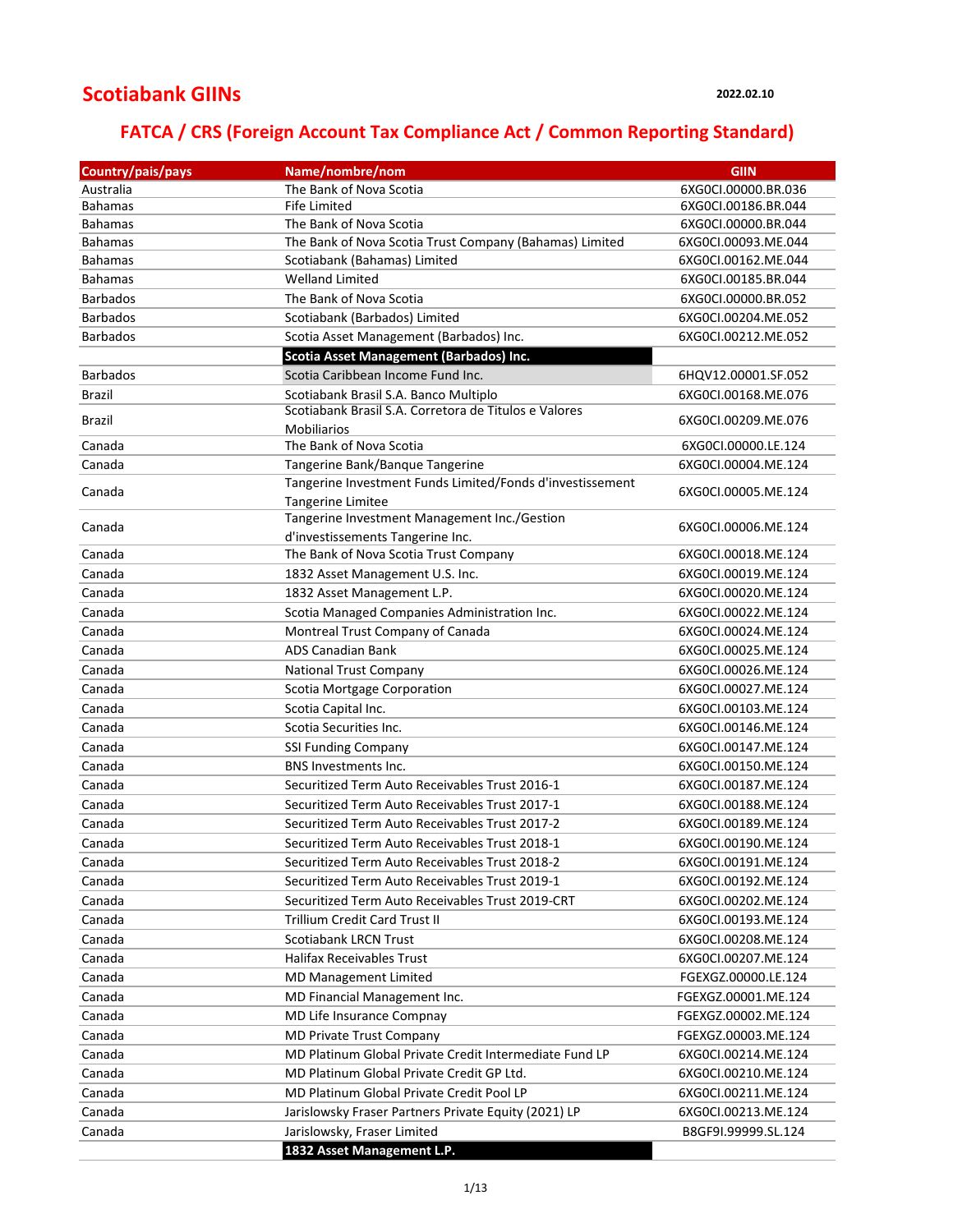# Scotiabank GIINs

2022.02.10

## FATCA / CRS (Foreign Account Tax Compliance Act / Common Reporting Standard)

| Country/pais/pays | Name/nombre/nom | GIIN |
|---|---|---|
| Australia | The Bank of Nova Scotia | 6XG0CI.00000.BR.036 |
| Bahamas | Fife Limited | 6XG0CI.00186.BR.044 |
| Bahamas | The Bank of Nova Scotia | 6XG0CI.00000.BR.044 |
| Bahamas | The Bank of Nova Scotia Trust Company (Bahamas) Limited | 6XG0CI.00093.ME.044 |
| Bahamas | Scotiabank (Bahamas) Limited | 6XG0CI.00162.ME.044 |
| Bahamas | Welland Limited | 6XG0CI.00185.BR.044 |
| Barbados | The Bank of Nova Scotia | 6XG0CI.00000.BR.052 |
| Barbados | Scotiabank (Barbados) Limited | 6XG0CI.00204.ME.052 |
| Barbados | Scotia Asset Management (Barbados) Inc. | 6XG0CI.00212.ME.052 |
| | **Scotia Asset Management (Barbados) Inc.** | |
| Barbados | Scotia Caribbean Income Fund Inc. | 6HQV12.00001.SF.052 |
| Brazil | Scotiabank Brasil S.A. Banco Multiplo | 6XG0CI.00168.ME.076 |
| Brazil | Scotiabank Brasil S.A. Corretora de Titulos e Valores Mobiliarios | 6XG0CI.00209.ME.076 |
| Canada | The Bank of Nova Scotia | 6XG0CI.00000.LE.124 |
| Canada | Tangerine Bank/Banque Tangerine | 6XG0CI.00004.ME.124 |
| Canada | Tangerine Investment Funds Limited/Fonds d'investissement Tangerine Limitee | 6XG0CI.00005.ME.124 |
| Canada | Tangerine Investment Management Inc./Gestion d'investissements Tangerine Inc. | 6XG0CI.00006.ME.124 |
| Canada | The Bank of Nova Scotia Trust Company | 6XG0CI.00018.ME.124 |
| Canada | 1832 Asset Management U.S. Inc. | 6XG0CI.00019.ME.124 |
| Canada | 1832 Asset Management L.P. | 6XG0CI.00020.ME.124 |
| Canada | Scotia Managed Companies Administration Inc. | 6XG0CI.00022.ME.124 |
| Canada | Montreal Trust Company of Canada | 6XG0CI.00024.ME.124 |
| Canada | ADS Canadian Bank | 6XG0CI.00025.ME.124 |
| Canada | National Trust Company | 6XG0CI.00026.ME.124 |
| Canada | Scotia Mortgage Corporation | 6XG0CI.00027.ME.124 |
| Canada | Scotia Capital Inc. | 6XG0CI.00103.ME.124 |
| Canada | Scotia Securities Inc. | 6XG0CI.00146.ME.124 |
| Canada | SSI Funding Company | 6XG0CI.00147.ME.124 |
| Canada | BNS Investments Inc. | 6XG0CI.00150.ME.124 |
| Canada | Securitized Term Auto Receivables Trust 2016-1 | 6XG0CI.00187.ME.124 |
| Canada | Securitized Term Auto Receivables Trust 2017-1 | 6XG0CI.00188.ME.124 |
| Canada | Securitized Term Auto Receivables Trust 2017-2 | 6XG0CI.00189.ME.124 |
| Canada | Securitized Term Auto Receivables Trust 2018-1 | 6XG0CI.00190.ME.124 |
| Canada | Securitized Term Auto Receivables Trust 2018-2 | 6XG0CI.00191.ME.124 |
| Canada | Securitized Term Auto Receivables Trust 2019-1 | 6XG0CI.00192.ME.124 |
| Canada | Securitized Term Auto Receivables Trust 2019-CRT | 6XG0CI.00202.ME.124 |
| Canada | Trillium Credit Card Trust II | 6XG0CI.00193.ME.124 |
| Canada | Scotiabank LRCN Trust | 6XG0CI.00208.ME.124 |
| Canada | Halifax Receivables Trust | 6XG0CI.00207.ME.124 |
| Canada | MD Management Limited | FGEXGZ.00000.LE.124 |
| Canada | MD Financial Management Inc. | FGEXGZ.00001.ME.124 |
| Canada | MD Life Insurance Compnay | FGEXGZ.00002.ME.124 |
| Canada | MD Private Trust Company | FGEXGZ.00003.ME.124 |
| Canada | MD Platinum Global Private Credit Intermediate Fund LP | 6XG0CI.00214.ME.124 |
| Canada | MD Platinum Global Private Credit GP Ltd. | 6XG0CI.00210.ME.124 |
| Canada | MD Platinum Global Private Credit Pool LP | 6XG0CI.00211.ME.124 |
| Canada | Jarislowsky Fraser Partners Private Equity (2021) LP | 6XG0CI.00213.ME.124 |
| Canada | Jarislowsky, Fraser Limited | B8GF9I.99999.SL.124 |
| | **1832 Asset Management L.P.** | |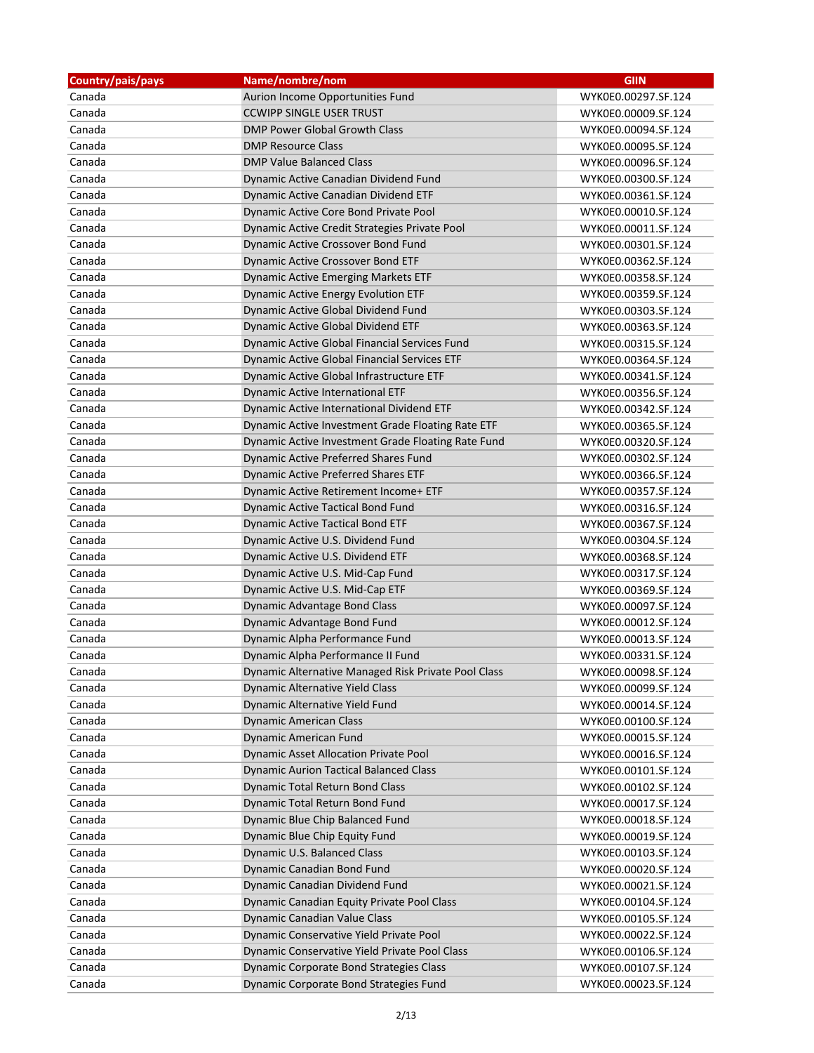| Country/pais/pays | Name/nombre/nom | GIIN |
|---|---|---|
| Canada | Aurion Income Opportunities Fund | WYK0E0.00297.SF.124 |
| Canada | CCWIPP SINGLE USER TRUST | WYK0E0.00009.SF.124 |
| Canada | DMP Power Global Growth Class | WYK0E0.00094.SF.124 |
| Canada | DMP Resource Class | WYK0E0.00095.SF.124 |
| Canada | DMP Value Balanced Class | WYK0E0.00096.SF.124 |
| Canada | Dynamic Active Canadian Dividend Fund | WYK0E0.00300.SF.124 |
| Canada | Dynamic Active Canadian Dividend ETF | WYK0E0.00361.SF.124 |
| Canada | Dynamic Active Core Bond Private Pool | WYK0E0.00010.SF.124 |
| Canada | Dynamic Active Credit Strategies Private Pool | WYK0E0.00011.SF.124 |
| Canada | Dynamic Active Crossover Bond Fund | WYK0E0.00301.SF.124 |
| Canada | Dynamic Active Crossover Bond ETF | WYK0E0.00362.SF.124 |
| Canada | Dynamic Active Emerging Markets ETF | WYK0E0.00358.SF.124 |
| Canada | Dynamic Active Energy Evolution ETF | WYK0E0.00359.SF.124 |
| Canada | Dynamic Active Global Dividend Fund | WYK0E0.00303.SF.124 |
| Canada | Dynamic Active Global Dividend ETF | WYK0E0.00363.SF.124 |
| Canada | Dynamic Active Global Financial Services Fund | WYK0E0.00315.SF.124 |
| Canada | Dynamic Active Global Financial Services ETF | WYK0E0.00364.SF.124 |
| Canada | Dynamic Active Global Infrastructure ETF | WYK0E0.00341.SF.124 |
| Canada | Dynamic Active International ETF | WYK0E0.00356.SF.124 |
| Canada | Dynamic Active International Dividend ETF | WYK0E0.00342.SF.124 |
| Canada | Dynamic Active Investment Grade Floating Rate ETF | WYK0E0.00365.SF.124 |
| Canada | Dynamic Active Investment Grade Floating Rate Fund | WYK0E0.00320.SF.124 |
| Canada | Dynamic Active Preferred Shares Fund | WYK0E0.00302.SF.124 |
| Canada | Dynamic Active Preferred Shares ETF | WYK0E0.00366.SF.124 |
| Canada | Dynamic Active Retirement Income+ ETF | WYK0E0.00357.SF.124 |
| Canada | Dynamic Active Tactical Bond Fund | WYK0E0.00316.SF.124 |
| Canada | Dynamic Active Tactical Bond ETF | WYK0E0.00367.SF.124 |
| Canada | Dynamic Active U.S. Dividend Fund | WYK0E0.00304.SF.124 |
| Canada | Dynamic Active U.S. Dividend ETF | WYK0E0.00368.SF.124 |
| Canada | Dynamic Active U.S. Mid-Cap Fund | WYK0E0.00317.SF.124 |
| Canada | Dynamic Active U.S. Mid-Cap ETF | WYK0E0.00369.SF.124 |
| Canada | Dynamic Advantage Bond Class | WYK0E0.00097.SF.124 |
| Canada | Dynamic Advantage Bond Fund | WYK0E0.00012.SF.124 |
| Canada | Dynamic Alpha Performance Fund | WYK0E0.00013.SF.124 |
| Canada | Dynamic Alpha Performance II Fund | WYK0E0.00331.SF.124 |
| Canada | Dynamic Alternative Managed Risk Private Pool Class | WYK0E0.00098.SF.124 |
| Canada | Dynamic Alternative Yield Class | WYK0E0.00099.SF.124 |
| Canada | Dynamic Alternative Yield Fund | WYK0E0.00014.SF.124 |
| Canada | Dynamic American Class | WYK0E0.00100.SF.124 |
| Canada | Dynamic American Fund | WYK0E0.00015.SF.124 |
| Canada | Dynamic Asset Allocation Private Pool | WYK0E0.00016.SF.124 |
| Canada | Dynamic Aurion Tactical Balanced Class | WYK0E0.00101.SF.124 |
| Canada | Dynamic Total Return Bond Class | WYK0E0.00102.SF.124 |
| Canada | Dynamic Total Return Bond Fund | WYK0E0.00017.SF.124 |
| Canada | Dynamic Blue Chip Balanced Fund | WYK0E0.00018.SF.124 |
| Canada | Dynamic Blue Chip Equity Fund | WYK0E0.00019.SF.124 |
| Canada | Dynamic U.S. Balanced Class | WYK0E0.00103.SF.124 |
| Canada | Dynamic Canadian Bond Fund | WYK0E0.00020.SF.124 |
| Canada | Dynamic Canadian Dividend Fund | WYK0E0.00021.SF.124 |
| Canada | Dynamic Canadian Equity Private Pool Class | WYK0E0.00104.SF.124 |
| Canada | Dynamic Canadian Value Class | WYK0E0.00105.SF.124 |
| Canada | Dynamic Conservative Yield Private Pool | WYK0E0.00022.SF.124 |
| Canada | Dynamic Conservative Yield Private Pool Class | WYK0E0.00106.SF.124 |
| Canada | Dynamic Corporate Bond Strategies Class | WYK0E0.00107.SF.124 |
| Canada | Dynamic Corporate Bond Strategies Fund | WYK0E0.00023.SF.124 |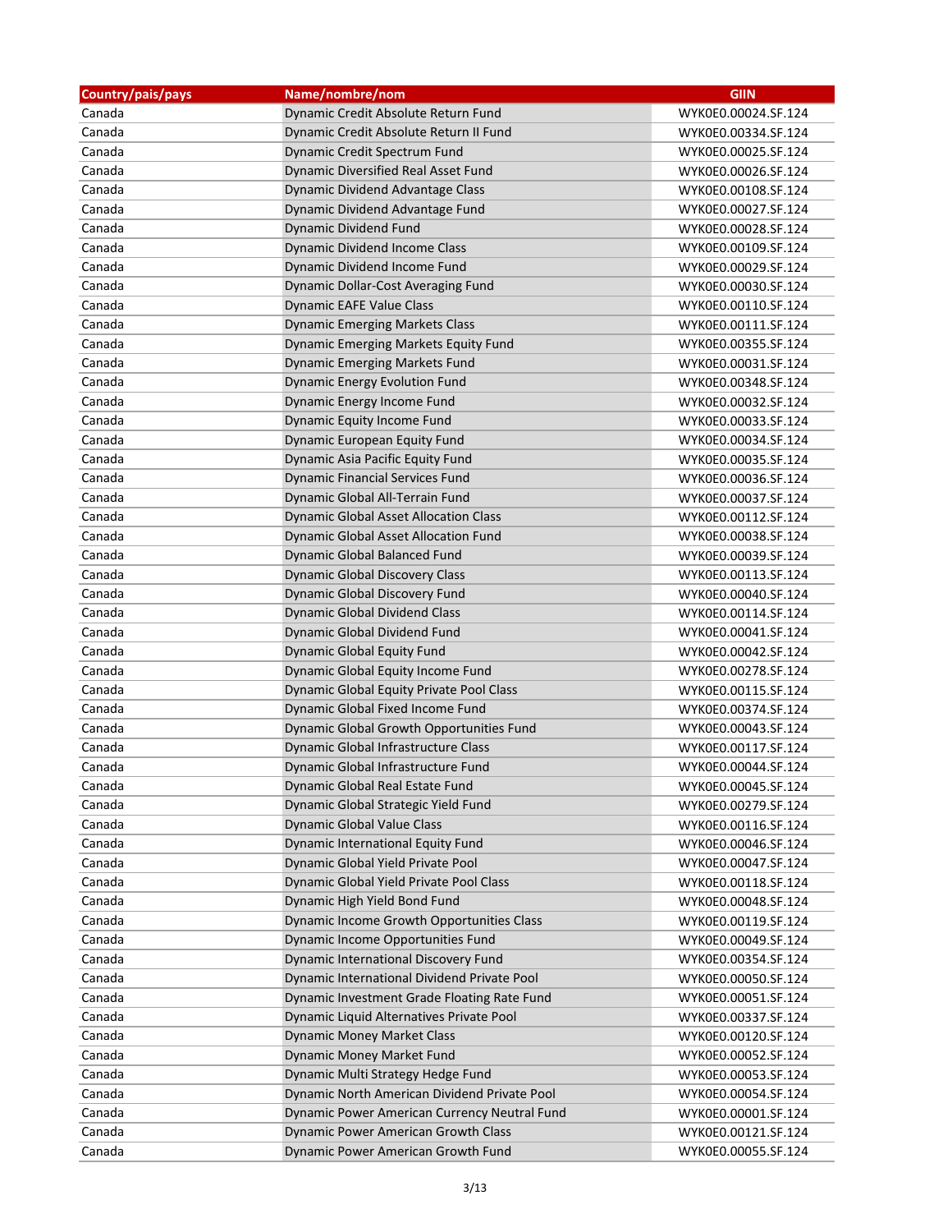| Country/pais/pays | Name/nombre/nom | GIIN |
|---|---|---|
| Canada | Dynamic Credit Absolute Return Fund | WYK0E0.00024.SF.124 |
| Canada | Dynamic Credit Absolute Return II Fund | WYK0E0.00334.SF.124 |
| Canada | Dynamic Credit Spectrum Fund | WYK0E0.00025.SF.124 |
| Canada | Dynamic Diversified Real Asset Fund | WYK0E0.00026.SF.124 |
| Canada | Dynamic Dividend Advantage Class | WYK0E0.00108.SF.124 |
| Canada | Dynamic Dividend Advantage Fund | WYK0E0.00027.SF.124 |
| Canada | Dynamic Dividend Fund | WYK0E0.00028.SF.124 |
| Canada | Dynamic Dividend Income Class | WYK0E0.00109.SF.124 |
| Canada | Dynamic Dividend Income Fund | WYK0E0.00029.SF.124 |
| Canada | Dynamic Dollar-Cost Averaging Fund | WYK0E0.00030.SF.124 |
| Canada | Dynamic EAFE Value Class | WYK0E0.00110.SF.124 |
| Canada | Dynamic Emerging Markets Class | WYK0E0.00111.SF.124 |
| Canada | Dynamic Emerging Markets Equity Fund | WYK0E0.00355.SF.124 |
| Canada | Dynamic Emerging Markets Fund | WYK0E0.00031.SF.124 |
| Canada | Dynamic Energy Evolution Fund | WYK0E0.00348.SF.124 |
| Canada | Dynamic Energy Income Fund | WYK0E0.00032.SF.124 |
| Canada | Dynamic Equity Income Fund | WYK0E0.00033.SF.124 |
| Canada | Dynamic European Equity Fund | WYK0E0.00034.SF.124 |
| Canada | Dynamic Asia Pacific Equity Fund | WYK0E0.00035.SF.124 |
| Canada | Dynamic Financial Services Fund | WYK0E0.00036.SF.124 |
| Canada | Dynamic Global All-Terrain Fund | WYK0E0.00037.SF.124 |
| Canada | Dynamic Global Asset Allocation Class | WYK0E0.00112.SF.124 |
| Canada | Dynamic Global Asset Allocation Fund | WYK0E0.00038.SF.124 |
| Canada | Dynamic Global Balanced Fund | WYK0E0.00039.SF.124 |
| Canada | Dynamic Global Discovery Class | WYK0E0.00113.SF.124 |
| Canada | Dynamic Global Discovery Fund | WYK0E0.00040.SF.124 |
| Canada | Dynamic Global Dividend Class | WYK0E0.00114.SF.124 |
| Canada | Dynamic Global Dividend Fund | WYK0E0.00041.SF.124 |
| Canada | Dynamic Global Equity Fund | WYK0E0.00042.SF.124 |
| Canada | Dynamic Global Equity Income Fund | WYK0E0.00278.SF.124 |
| Canada | Dynamic Global Equity Private Pool Class | WYK0E0.00115.SF.124 |
| Canada | Dynamic Global Fixed Income Fund | WYK0E0.00374.SF.124 |
| Canada | Dynamic Global Growth Opportunities Fund | WYK0E0.00043.SF.124 |
| Canada | Dynamic Global Infrastructure Class | WYK0E0.00117.SF.124 |
| Canada | Dynamic Global Infrastructure Fund | WYK0E0.00044.SF.124 |
| Canada | Dynamic Global Real Estate Fund | WYK0E0.00045.SF.124 |
| Canada | Dynamic Global Strategic Yield Fund | WYK0E0.00279.SF.124 |
| Canada | Dynamic Global Value Class | WYK0E0.00116.SF.124 |
| Canada | Dynamic International Equity Fund | WYK0E0.00046.SF.124 |
| Canada | Dynamic Global Yield Private Pool | WYK0E0.00047.SF.124 |
| Canada | Dynamic Global Yield Private Pool Class | WYK0E0.00118.SF.124 |
| Canada | Dynamic High Yield Bond Fund | WYK0E0.00048.SF.124 |
| Canada | Dynamic Income Growth Opportunities Class | WYK0E0.00119.SF.124 |
| Canada | Dynamic Income Opportunities Fund | WYK0E0.00049.SF.124 |
| Canada | Dynamic International Discovery Fund | WYK0E0.00354.SF.124 |
| Canada | Dynamic International Dividend Private Pool | WYK0E0.00050.SF.124 |
| Canada | Dynamic Investment Grade Floating Rate Fund | WYK0E0.00051.SF.124 |
| Canada | Dynamic Liquid Alternatives Private Pool | WYK0E0.00337.SF.124 |
| Canada | Dynamic Money Market Class | WYK0E0.00120.SF.124 |
| Canada | Dynamic Money Market Fund | WYK0E0.00052.SF.124 |
| Canada | Dynamic Multi Strategy Hedge Fund | WYK0E0.00053.SF.124 |
| Canada | Dynamic North American Dividend Private Pool | WYK0E0.00054.SF.124 |
| Canada | Dynamic Power American Currency Neutral Fund | WYK0E0.00001.SF.124 |
| Canada | Dynamic Power American Growth Class | WYK0E0.00121.SF.124 |
| Canada | Dynamic Power American Growth Fund | WYK0E0.00055.SF.124 |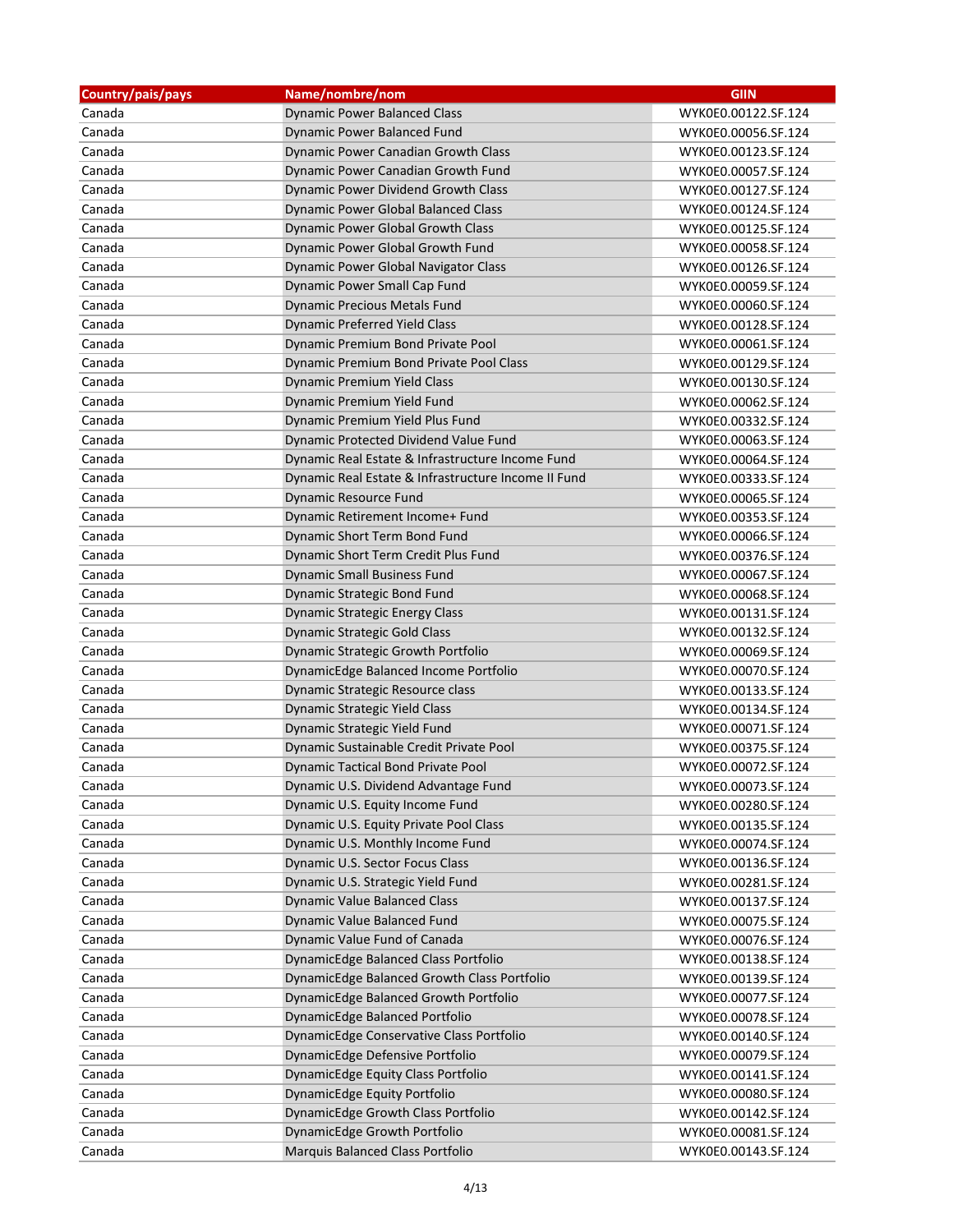| Country/pais/pays | Name/nombre/nom | GIIN |
|---|---|---|
| Canada | Dynamic Power Balanced Class | WYK0E0.00122.SF.124 |
| Canada | Dynamic Power Balanced Fund | WYK0E0.00056.SF.124 |
| Canada | Dynamic Power Canadian Growth Class | WYK0E0.00123.SF.124 |
| Canada | Dynamic Power Canadian Growth Fund | WYK0E0.00057.SF.124 |
| Canada | Dynamic Power Dividend Growth Class | WYK0E0.00127.SF.124 |
| Canada | Dynamic Power Global Balanced Class | WYK0E0.00124.SF.124 |
| Canada | Dynamic Power Global Growth Class | WYK0E0.00125.SF.124 |
| Canada | Dynamic Power Global Growth Fund | WYK0E0.00058.SF.124 |
| Canada | Dynamic Power Global Navigator Class | WYK0E0.00126.SF.124 |
| Canada | Dynamic Power Small Cap Fund | WYK0E0.00059.SF.124 |
| Canada | Dynamic Precious Metals Fund | WYK0E0.00060.SF.124 |
| Canada | Dynamic Preferred Yield Class | WYK0E0.00128.SF.124 |
| Canada | Dynamic Premium Bond Private Pool | WYK0E0.00061.SF.124 |
| Canada | Dynamic Premium Bond Private Pool Class | WYK0E0.00129.SF.124 |
| Canada | Dynamic Premium Yield Class | WYK0E0.00130.SF.124 |
| Canada | Dynamic Premium Yield Fund | WYK0E0.00062.SF.124 |
| Canada | Dynamic Premium Yield Plus Fund | WYK0E0.00332.SF.124 |
| Canada | Dynamic Protected Dividend Value Fund | WYK0E0.00063.SF.124 |
| Canada | Dynamic Real Estate & Infrastructure Income Fund | WYK0E0.00064.SF.124 |
| Canada | Dynamic Real Estate & Infrastructure Income II Fund | WYK0E0.00333.SF.124 |
| Canada | Dynamic Resource Fund | WYK0E0.00065.SF.124 |
| Canada | Dynamic Retirement Income+ Fund | WYK0E0.00353.SF.124 |
| Canada | Dynamic Short Term Bond Fund | WYK0E0.00066.SF.124 |
| Canada | Dynamic Short Term Credit Plus Fund | WYK0E0.00376.SF.124 |
| Canada | Dynamic Small Business Fund | WYK0E0.00067.SF.124 |
| Canada | Dynamic Strategic Bond Fund | WYK0E0.00068.SF.124 |
| Canada | Dynamic Strategic Energy Class | WYK0E0.00131.SF.124 |
| Canada | Dynamic Strategic Gold Class | WYK0E0.00132.SF.124 |
| Canada | Dynamic Strategic Growth Portfolio | WYK0E0.00069.SF.124 |
| Canada | DynamicEdge Balanced Income Portfolio | WYK0E0.00070.SF.124 |
| Canada | Dynamic Strategic Resource class | WYK0E0.00133.SF.124 |
| Canada | Dynamic Strategic Yield Class | WYK0E0.00134.SF.124 |
| Canada | Dynamic Strategic Yield Fund | WYK0E0.00071.SF.124 |
| Canada | Dynamic Sustainable Credit Private Pool | WYK0E0.00375.SF.124 |
| Canada | Dynamic Tactical Bond Private Pool | WYK0E0.00072.SF.124 |
| Canada | Dynamic U.S. Dividend Advantage Fund | WYK0E0.00073.SF.124 |
| Canada | Dynamic U.S. Equity Income Fund | WYK0E0.00280.SF.124 |
| Canada | Dynamic U.S. Equity Private Pool Class | WYK0E0.00135.SF.124 |
| Canada | Dynamic U.S. Monthly Income Fund | WYK0E0.00074.SF.124 |
| Canada | Dynamic U.S. Sector Focus Class | WYK0E0.00136.SF.124 |
| Canada | Dynamic U.S. Strategic Yield Fund | WYK0E0.00281.SF.124 |
| Canada | Dynamic Value Balanced Class | WYK0E0.00137.SF.124 |
| Canada | Dynamic Value Balanced Fund | WYK0E0.00075.SF.124 |
| Canada | Dynamic Value Fund of Canada | WYK0E0.00076.SF.124 |
| Canada | DynamicEdge Balanced Class Portfolio | WYK0E0.00138.SF.124 |
| Canada | DynamicEdge Balanced Growth Class Portfolio | WYK0E0.00139.SF.124 |
| Canada | DynamicEdge Balanced Growth Portfolio | WYK0E0.00077.SF.124 |
| Canada | DynamicEdge Balanced Portfolio | WYK0E0.00078.SF.124 |
| Canada | DynamicEdge Conservative Class Portfolio | WYK0E0.00140.SF.124 |
| Canada | DynamicEdge Defensive Portfolio | WYK0E0.00079.SF.124 |
| Canada | DynamicEdge Equity Class Portfolio | WYK0E0.00141.SF.124 |
| Canada | DynamicEdge Equity Portfolio | WYK0E0.00080.SF.124 |
| Canada | DynamicEdge Growth Class Portfolio | WYK0E0.00142.SF.124 |
| Canada | DynamicEdge Growth Portfolio | WYK0E0.00081.SF.124 |
| Canada | Marquis Balanced Class Portfolio | WYK0E0.00143.SF.124 |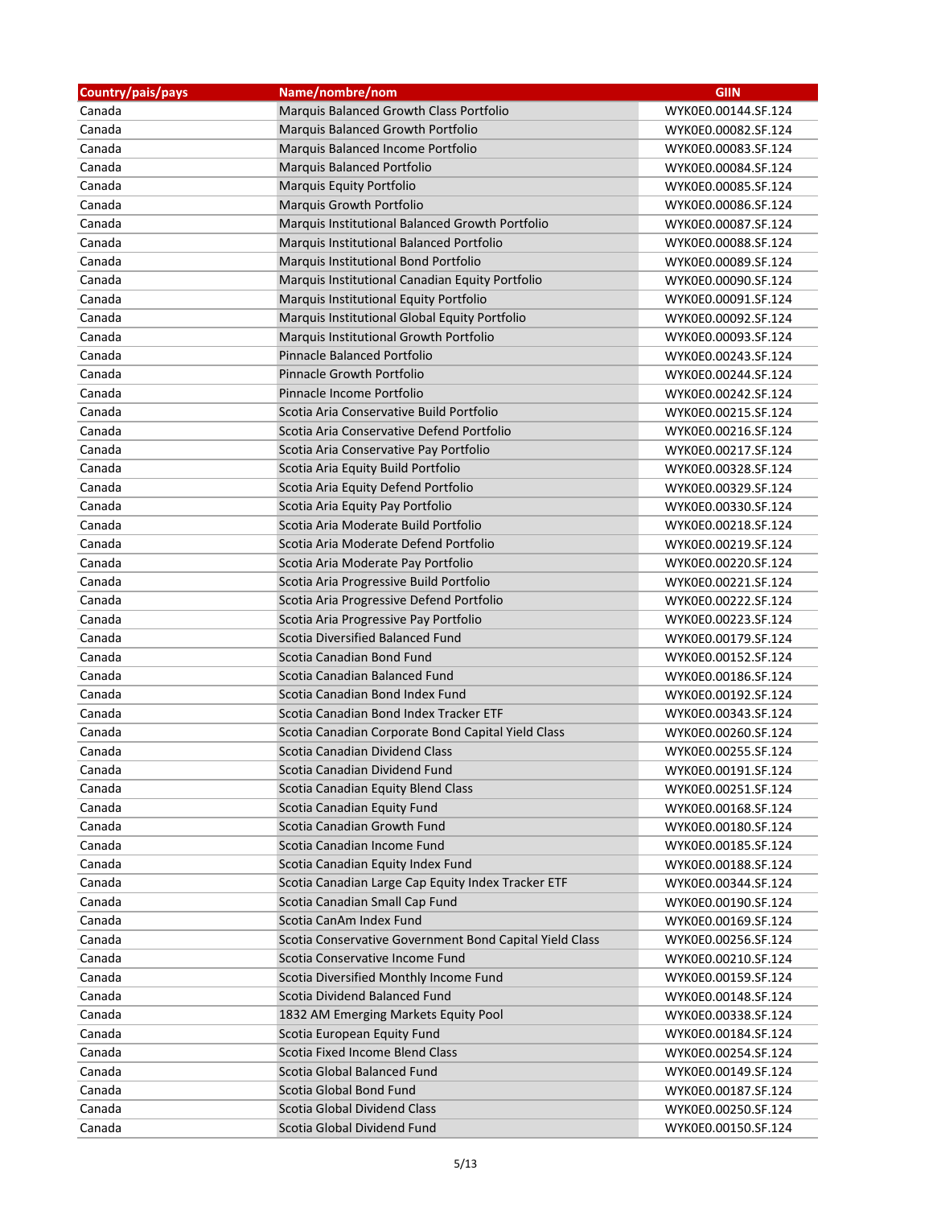| Country/pais/pays | Name/nombre/nom | GIIN |
|---|---|---|
| Canada | Marquis Balanced Growth Class Portfolio | WYK0E0.00144.SF.124 |
| Canada | Marquis Balanced Growth Portfolio | WYK0E0.00082.SF.124 |
| Canada | Marquis Balanced Income Portfolio | WYK0E0.00083.SF.124 |
| Canada | Marquis Balanced Portfolio | WYK0E0.00084.SF.124 |
| Canada | Marquis Equity Portfolio | WYK0E0.00085.SF.124 |
| Canada | Marquis Growth Portfolio | WYK0E0.00086.SF.124 |
| Canada | Marquis Institutional Balanced Growth Portfolio | WYK0E0.00087.SF.124 |
| Canada | Marquis Institutional Balanced Portfolio | WYK0E0.00088.SF.124 |
| Canada | Marquis Institutional Bond Portfolio | WYK0E0.00089.SF.124 |
| Canada | Marquis Institutional Canadian Equity Portfolio | WYK0E0.00090.SF.124 |
| Canada | Marquis Institutional Equity Portfolio | WYK0E0.00091.SF.124 |
| Canada | Marquis Institutional Global Equity Portfolio | WYK0E0.00092.SF.124 |
| Canada | Marquis Institutional Growth Portfolio | WYK0E0.00093.SF.124 |
| Canada | Pinnacle Balanced Portfolio | WYK0E0.00243.SF.124 |
| Canada | Pinnacle Growth Portfolio | WYK0E0.00244.SF.124 |
| Canada | Pinnacle Income Portfolio | WYK0E0.00242.SF.124 |
| Canada | Scotia Aria Conservative Build Portfolio | WYK0E0.00215.SF.124 |
| Canada | Scotia Aria Conservative Defend Portfolio | WYK0E0.00216.SF.124 |
| Canada | Scotia Aria Conservative Pay Portfolio | WYK0E0.00217.SF.124 |
| Canada | Scotia Aria Equity Build Portfolio | WYK0E0.00328.SF.124 |
| Canada | Scotia Aria Equity Defend Portfolio | WYK0E0.00329.SF.124 |
| Canada | Scotia Aria Equity Pay Portfolio | WYK0E0.00330.SF.124 |
| Canada | Scotia Aria Moderate Build Portfolio | WYK0E0.00218.SF.124 |
| Canada | Scotia Aria Moderate Defend Portfolio | WYK0E0.00219.SF.124 |
| Canada | Scotia Aria Moderate Pay Portfolio | WYK0E0.00220.SF.124 |
| Canada | Scotia Aria Progressive Build Portfolio | WYK0E0.00221.SF.124 |
| Canada | Scotia Aria Progressive Defend Portfolio | WYK0E0.00222.SF.124 |
| Canada | Scotia Aria Progressive Pay Portfolio | WYK0E0.00223.SF.124 |
| Canada | Scotia Diversified Balanced Fund | WYK0E0.00179.SF.124 |
| Canada | Scotia Canadian Bond Fund | WYK0E0.00152.SF.124 |
| Canada | Scotia Canadian Balanced Fund | WYK0E0.00186.SF.124 |
| Canada | Scotia Canadian Bond Index Fund | WYK0E0.00192.SF.124 |
| Canada | Scotia Canadian Bond Index Tracker ETF | WYK0E0.00343.SF.124 |
| Canada | Scotia Canadian Corporate Bond Capital Yield Class | WYK0E0.00260.SF.124 |
| Canada | Scotia Canadian Dividend Class | WYK0E0.00255.SF.124 |
| Canada | Scotia Canadian Dividend Fund | WYK0E0.00191.SF.124 |
| Canada | Scotia Canadian Equity Blend Class | WYK0E0.00251.SF.124 |
| Canada | Scotia Canadian Equity Fund | WYK0E0.00168.SF.124 |
| Canada | Scotia Canadian Growth Fund | WYK0E0.00180.SF.124 |
| Canada | Scotia Canadian Income Fund | WYK0E0.00185.SF.124 |
| Canada | Scotia Canadian Equity Index Fund | WYK0E0.00188.SF.124 |
| Canada | Scotia Canadian Large Cap Equity Index Tracker ETF | WYK0E0.00344.SF.124 |
| Canada | Scotia Canadian Small Cap Fund | WYK0E0.00190.SF.124 |
| Canada | Scotia CanAm Index Fund | WYK0E0.00169.SF.124 |
| Canada | Scotia Conservative Government Bond Capital Yield Class | WYK0E0.00256.SF.124 |
| Canada | Scotia Conservative Income Fund | WYK0E0.00210.SF.124 |
| Canada | Scotia Diversified Monthly Income Fund | WYK0E0.00159.SF.124 |
| Canada | Scotia Dividend Balanced Fund | WYK0E0.00148.SF.124 |
| Canada | 1832 AM Emerging Markets Equity Pool | WYK0E0.00338.SF.124 |
| Canada | Scotia European Equity Fund | WYK0E0.00184.SF.124 |
| Canada | Scotia Fixed Income Blend Class | WYK0E0.00254.SF.124 |
| Canada | Scotia Global Balanced Fund | WYK0E0.00149.SF.124 |
| Canada | Scotia Global Bond Fund | WYK0E0.00187.SF.124 |
| Canada | Scotia Global Dividend Class | WYK0E0.00250.SF.124 |
| Canada | Scotia Global Dividend Fund | WYK0E0.00150.SF.124 |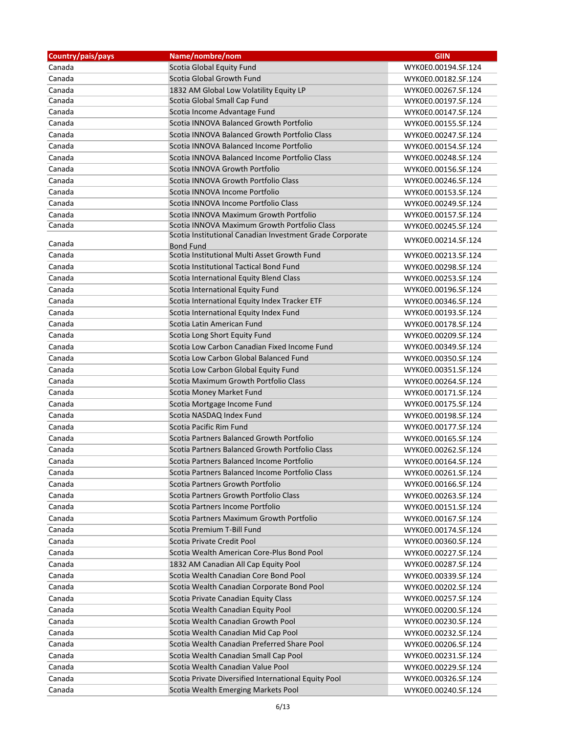| Country/pais/pays | Name/nombre/nom | GIIN |
|---|---|---|
| Canada | Scotia Global Equity Fund | WYK0E0.00194.SF.124 |
| Canada | Scotia Global Growth Fund | WYK0E0.00182.SF.124 |
| Canada | 1832 AM Global Low Volatility Equity LP | WYK0E0.00267.SF.124 |
| Canada | Scotia Global Small Cap Fund | WYK0E0.00197.SF.124 |
| Canada | Scotia Income Advantage Fund | WYK0E0.00147.SF.124 |
| Canada | Scotia INNOVA Balanced Growth Portfolio | WYK0E0.00155.SF.124 |
| Canada | Scotia INNOVA Balanced Growth Portfolio Class | WYK0E0.00247.SF.124 |
| Canada | Scotia INNOVA Balanced Income Portfolio | WYK0E0.00154.SF.124 |
| Canada | Scotia INNOVA Balanced Income Portfolio Class | WYK0E0.00248.SF.124 |
| Canada | Scotia INNOVA Growth Portfolio | WYK0E0.00156.SF.124 |
| Canada | Scotia INNOVA Growth Portfolio Class | WYK0E0.00246.SF.124 |
| Canada | Scotia INNOVA Income Portfolio | WYK0E0.00153.SF.124 |
| Canada | Scotia INNOVA Income Portfolio Class | WYK0E0.00249.SF.124 |
| Canada | Scotia INNOVA Maximum Growth Portfolio | WYK0E0.00157.SF.124 |
| Canada | Scotia INNOVA Maximum Growth Portfolio Class | WYK0E0.00245.SF.124 |
| Canada | Scotia Institutional Canadian Investment Grade Corporate Bond Fund | WYK0E0.00214.SF.124 |
| Canada | Scotia Institutional Multi Asset Growth Fund | WYK0E0.00213.SF.124 |
| Canada | Scotia Institutional Tactical Bond Fund | WYK0E0.00298.SF.124 |
| Canada | Scotia International Equity Blend Class | WYK0E0.00253.SF.124 |
| Canada | Scotia International Equity Fund | WYK0E0.00196.SF.124 |
| Canada | Scotia International Equity Index Tracker ETF | WYK0E0.00346.SF.124 |
| Canada | Scotia International Equity Index Fund | WYK0E0.00193.SF.124 |
| Canada | Scotia Latin American Fund | WYK0E0.00178.SF.124 |
| Canada | Scotia Long Short Equity Fund | WYK0E0.00209.SF.124 |
| Canada | Scotia Low Carbon Canadian Fixed Income Fund | WYK0E0.00349.SF.124 |
| Canada | Scotia Low Carbon Global Balanced Fund | WYK0E0.00350.SF.124 |
| Canada | Scotia Low Carbon Global Equity Fund | WYK0E0.00351.SF.124 |
| Canada | Scotia Maximum Growth Portfolio Class | WYK0E0.00264.SF.124 |
| Canada | Scotia Money Market Fund | WYK0E0.00171.SF.124 |
| Canada | Scotia Mortgage Income Fund | WYK0E0.00175.SF.124 |
| Canada | Scotia NASDAQ Index Fund | WYK0E0.00198.SF.124 |
| Canada | Scotia Pacific Rim Fund | WYK0E0.00177.SF.124 |
| Canada | Scotia Partners Balanced Growth Portfolio | WYK0E0.00165.SF.124 |
| Canada | Scotia Partners Balanced Growth Portfolio Class | WYK0E0.00262.SF.124 |
| Canada | Scotia Partners Balanced Income Portfolio | WYK0E0.00164.SF.124 |
| Canada | Scotia Partners Balanced Income Portfolio Class | WYK0E0.00261.SF.124 |
| Canada | Scotia Partners Growth Portfolio | WYK0E0.00166.SF.124 |
| Canada | Scotia Partners Growth Portfolio Class | WYK0E0.00263.SF.124 |
| Canada | Scotia Partners Income Portfolio | WYK0E0.00151.SF.124 |
| Canada | Scotia Partners Maximum Growth Portfolio | WYK0E0.00167.SF.124 |
| Canada | Scotia Premium T-Bill Fund | WYK0E0.00174.SF.124 |
| Canada | Scotia Private Credit Pool | WYK0E0.00360.SF.124 |
| Canada | Scotia Wealth American Core-Plus Bond Pool | WYK0E0.00227.SF.124 |
| Canada | 1832 AM Canadian All Cap Equity Pool | WYK0E0.00287.SF.124 |
| Canada | Scotia Wealth Canadian Core Bond Pool | WYK0E0.00339.SF.124 |
| Canada | Scotia Wealth Canadian Corporate Bond Pool | WYK0E0.00202.SF.124 |
| Canada | Scotia Private Canadian Equity Class | WYK0E0.00257.SF.124 |
| Canada | Scotia Wealth Canadian Equity Pool | WYK0E0.00200.SF.124 |
| Canada | Scotia Wealth Canadian Growth Pool | WYK0E0.00230.SF.124 |
| Canada | Scotia Wealth Canadian Mid Cap Pool | WYK0E0.00232.SF.124 |
| Canada | Scotia Wealth Canadian Preferred Share Pool | WYK0E0.00206.SF.124 |
| Canada | Scotia Wealth Canadian Small Cap Pool | WYK0E0.00231.SF.124 |
| Canada | Scotia Wealth Canadian Value Pool | WYK0E0.00229.SF.124 |
| Canada | Scotia Private Diversified International Equity Pool | WYK0E0.00326.SF.124 |
| Canada | Scotia Wealth Emerging Markets Pool | WYK0E0.00240.SF.124 |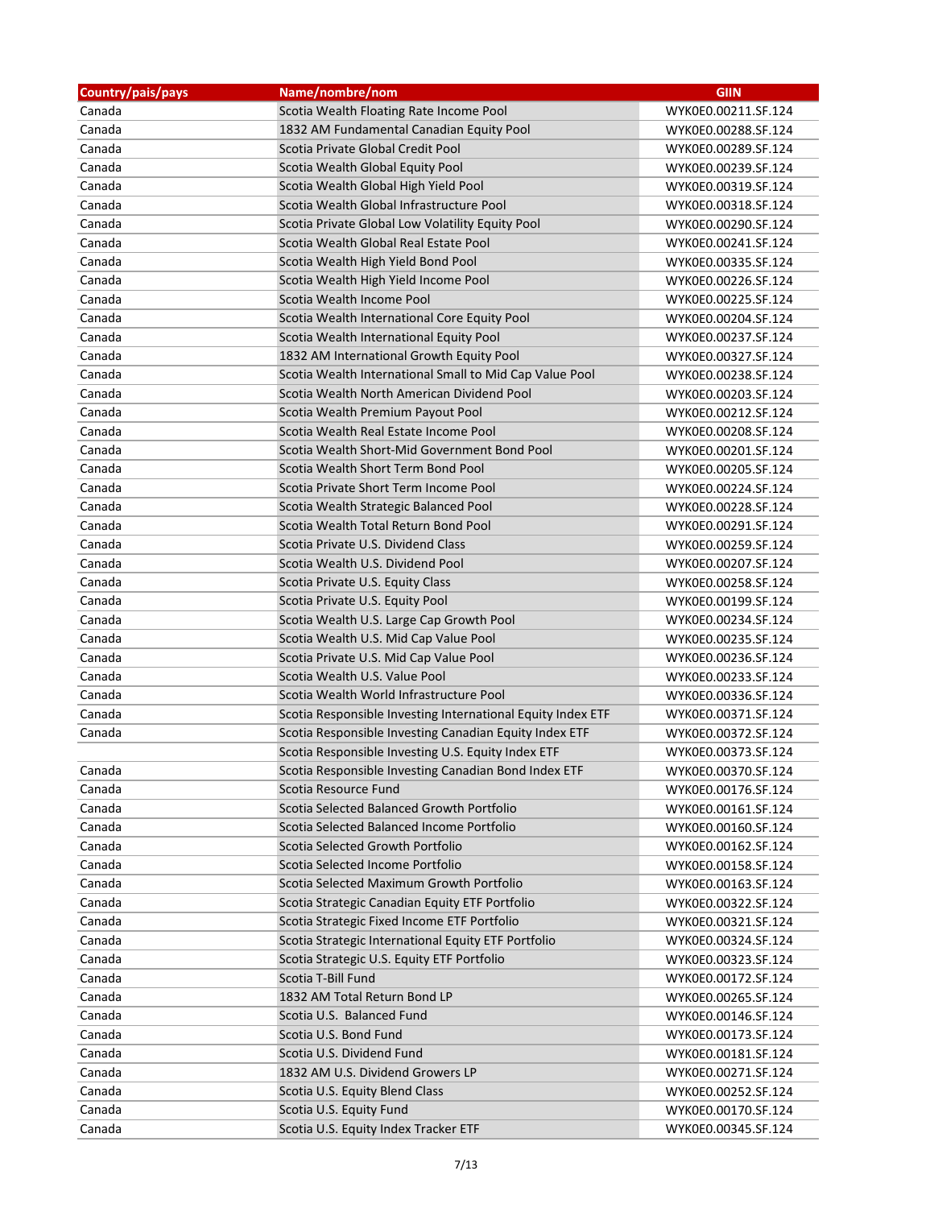| Country/pais/pays | Name/nombre/nom | GIIN |
|---|---|---|
| Canada | Scotia Wealth Floating Rate Income Pool | WYK0E0.00211.SF.124 |
| Canada | 1832 AM Fundamental Canadian Equity Pool | WYK0E0.00288.SF.124 |
| Canada | Scotia Private Global Credit Pool | WYK0E0.00289.SF.124 |
| Canada | Scotia Wealth Global Equity Pool | WYK0E0.00239.SF.124 |
| Canada | Scotia Wealth Global High Yield Pool | WYK0E0.00319.SF.124 |
| Canada | Scotia Wealth Global Infrastructure Pool | WYK0E0.00318.SF.124 |
| Canada | Scotia Private Global Low Volatility Equity Pool | WYK0E0.00290.SF.124 |
| Canada | Scotia Wealth Global Real Estate Pool | WYK0E0.00241.SF.124 |
| Canada | Scotia Wealth High Yield Bond Pool | WYK0E0.00335.SF.124 |
| Canada | Scotia Wealth High Yield Income Pool | WYK0E0.00226.SF.124 |
| Canada | Scotia Wealth Income Pool | WYK0E0.00225.SF.124 |
| Canada | Scotia Wealth International Core Equity Pool | WYK0E0.00204.SF.124 |
| Canada | Scotia Wealth International Equity Pool | WYK0E0.00237.SF.124 |
| Canada | 1832 AM International Growth Equity Pool | WYK0E0.00327.SF.124 |
| Canada | Scotia Wealth International Small to Mid Cap Value Pool | WYK0E0.00238.SF.124 |
| Canada | Scotia Wealth North American Dividend Pool | WYK0E0.00203.SF.124 |
| Canada | Scotia Wealth Premium Payout Pool | WYK0E0.00212.SF.124 |
| Canada | Scotia Wealth Real Estate Income Pool | WYK0E0.00208.SF.124 |
| Canada | Scotia Wealth Short-Mid Government Bond Pool | WYK0E0.00201.SF.124 |
| Canada | Scotia Wealth Short Term Bond Pool | WYK0E0.00205.SF.124 |
| Canada | Scotia Private Short Term Income Pool | WYK0E0.00224.SF.124 |
| Canada | Scotia Wealth Strategic Balanced Pool | WYK0E0.00228.SF.124 |
| Canada | Scotia Wealth Total Return Bond Pool | WYK0E0.00291.SF.124 |
| Canada | Scotia Private U.S. Dividend Class | WYK0E0.00259.SF.124 |
| Canada | Scotia Wealth U.S. Dividend Pool | WYK0E0.00207.SF.124 |
| Canada | Scotia Private U.S. Equity Class | WYK0E0.00258.SF.124 |
| Canada | Scotia Private U.S. Equity Pool | WYK0E0.00199.SF.124 |
| Canada | Scotia Wealth U.S. Large Cap Growth Pool | WYK0E0.00234.SF.124 |
| Canada | Scotia Wealth U.S. Mid Cap Value Pool | WYK0E0.00235.SF.124 |
| Canada | Scotia Private U.S. Mid Cap Value Pool | WYK0E0.00236.SF.124 |
| Canada | Scotia Wealth U.S. Value Pool | WYK0E0.00233.SF.124 |
| Canada | Scotia Wealth World Infrastructure Pool | WYK0E0.00336.SF.124 |
| Canada | Scotia Responsible Investing International Equity Index ETF | WYK0E0.00371.SF.124 |
| Canada | Scotia Responsible Investing Canadian Equity Index ETF | WYK0E0.00372.SF.124 |
| | Scotia Responsible Investing U.S. Equity Index ETF | WYK0E0.00373.SF.124 |
| Canada | Scotia Responsible Investing Canadian Bond Index ETF | WYK0E0.00370.SF.124 |
| Canada | Scotia Resource Fund | WYK0E0.00176.SF.124 |
| Canada | Scotia Selected Balanced Growth Portfolio | WYK0E0.00161.SF.124 |
| Canada | Scotia Selected Balanced Income Portfolio | WYK0E0.00160.SF.124 |
| Canada | Scotia Selected Growth Portfolio | WYK0E0.00162.SF.124 |
| Canada | Scotia Selected Income Portfolio | WYK0E0.00158.SF.124 |
| Canada | Scotia Selected Maximum Growth Portfolio | WYK0E0.00163.SF.124 |
| Canada | Scotia Strategic Canadian Equity ETF Portfolio | WYK0E0.00322.SF.124 |
| Canada | Scotia Strategic Fixed Income ETF Portfolio | WYK0E0.00321.SF.124 |
| Canada | Scotia Strategic International Equity ETF Portfolio | WYK0E0.00324.SF.124 |
| Canada | Scotia Strategic U.S. Equity ETF Portfolio | WYK0E0.00323.SF.124 |
| Canada | Scotia T-Bill Fund | WYK0E0.00172.SF.124 |
| Canada | 1832 AM Total Return Bond LP | WYK0E0.00265.SF.124 |
| Canada | Scotia U.S.  Balanced Fund | WYK0E0.00146.SF.124 |
| Canada | Scotia U.S. Bond Fund | WYK0E0.00173.SF.124 |
| Canada | Scotia U.S. Dividend Fund | WYK0E0.00181.SF.124 |
| Canada | 1832 AM U.S. Dividend Growers LP | WYK0E0.00271.SF.124 |
| Canada | Scotia U.S. Equity Blend Class | WYK0E0.00252.SF.124 |
| Canada | Scotia U.S. Equity Fund | WYK0E0.00170.SF.124 |
| Canada | Scotia U.S. Equity Index Tracker ETF | WYK0E0.00345.SF.124 |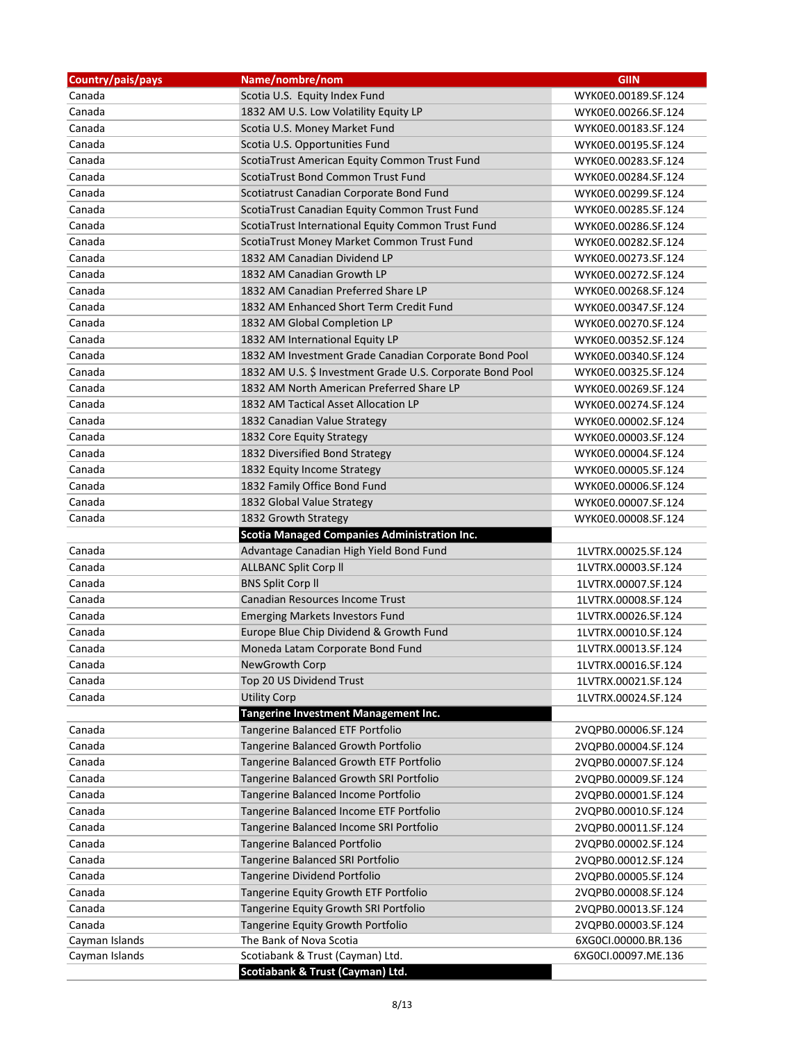| Country/pais/pays | Name/nombre/nom | GIIN |
|---|---|---|
| Canada | Scotia U.S.  Equity Index Fund | WYK0E0.00189.SF.124 |
| Canada | 1832 AM U.S. Low Volatility Equity LP | WYK0E0.00266.SF.124 |
| Canada | Scotia U.S. Money Market Fund | WYK0E0.00183.SF.124 |
| Canada | Scotia U.S. Opportunities Fund | WYK0E0.00195.SF.124 |
| Canada | ScotiaTrust American Equity Common Trust Fund | WYK0E0.00283.SF.124 |
| Canada | ScotiaTrust Bond Common Trust Fund | WYK0E0.00284.SF.124 |
| Canada | Scotiatrust Canadian Corporate Bond Fund | WYK0E0.00299.SF.124 |
| Canada | ScotiaTrust Canadian Equity Common Trust Fund | WYK0E0.00285.SF.124 |
| Canada | ScotiaTrust International Equity Common Trust Fund | WYK0E0.00286.SF.124 |
| Canada | ScotiaTrust Money Market Common Trust Fund | WYK0E0.00282.SF.124 |
| Canada | 1832 AM Canadian Dividend LP | WYK0E0.00273.SF.124 |
| Canada | 1832 AM Canadian Growth LP | WYK0E0.00272.SF.124 |
| Canada | 1832 AM Canadian Preferred Share LP | WYK0E0.00268.SF.124 |
| Canada | 1832 AM Enhanced Short Term Credit Fund | WYK0E0.00347.SF.124 |
| Canada | 1832 AM Global Completion LP | WYK0E0.00270.SF.124 |
| Canada | 1832 AM International Equity LP | WYK0E0.00352.SF.124 |
| Canada | 1832 AM Investment Grade Canadian Corporate Bond Pool | WYK0E0.00340.SF.124 |
| Canada | 1832 AM U.S. $ Investment Grade U.S. Corporate Bond Pool | WYK0E0.00325.SF.124 |
| Canada | 1832 AM North American Preferred Share LP | WYK0E0.00269.SF.124 |
| Canada | 1832 AM Tactical Asset Allocation LP | WYK0E0.00274.SF.124 |
| Canada | 1832 Canadian Value Strategy | WYK0E0.00002.SF.124 |
| Canada | 1832 Core Equity Strategy | WYK0E0.00003.SF.124 |
| Canada | 1832 Diversified Bond Strategy | WYK0E0.00004.SF.124 |
| Canada | 1832 Equity Income Strategy | WYK0E0.00005.SF.124 |
| Canada | 1832 Family Office Bond Fund | WYK0E0.00006.SF.124 |
| Canada | 1832 Global Value Strategy | WYK0E0.00007.SF.124 |
| Canada | 1832 Growth Strategy | WYK0E0.00008.SF.124 |
| | **Scotia Managed Companies Administration Inc.** | |
| Canada | Advantage Canadian High Yield Bond Fund | 1LVTRX.00025.SF.124 |
| Canada | ALLBANC Split Corp II | 1LVTRX.00003.SF.124 |
| Canada | BNS Split Corp II | 1LVTRX.00007.SF.124 |
| Canada | Canadian Resources Income Trust | 1LVTRX.00008.SF.124 |
| Canada | Emerging Markets Investors Fund | 1LVTRX.00026.SF.124 |
| Canada | Europe Blue Chip Dividend & Growth Fund | 1LVTRX.00010.SF.124 |
| Canada | Moneda Latam Corporate Bond Fund | 1LVTRX.00013.SF.124 |
| Canada | NewGrowth Corp | 1LVTRX.00016.SF.124 |
| Canada | Top 20 US Dividend Trust | 1LVTRX.00021.SF.124 |
| Canada | Utility Corp | 1LVTRX.00024.SF.124 |
| | **Tangerine Investment Management Inc.** | |
| Canada | Tangerine Balanced ETF Portfolio | 2VQPB0.00006.SF.124 |
| Canada | Tangerine Balanced Growth Portfolio | 2VQPB0.00004.SF.124 |
| Canada | Tangerine Balanced Growth ETF Portfolio | 2VQPB0.00007.SF.124 |
| Canada | Tangerine Balanced Growth SRI Portfolio | 2VQPB0.00009.SF.124 |
| Canada | Tangerine Balanced Income Portfolio | 2VQPB0.00001.SF.124 |
| Canada | Tangerine Balanced Income ETF Portfolio | 2VQPB0.00010.SF.124 |
| Canada | Tangerine Balanced Income SRI Portfolio | 2VQPB0.00011.SF.124 |
| Canada | Tangerine Balanced Portfolio | 2VQPB0.00002.SF.124 |
| Canada | Tangerine Balanced SRI Portfolio | 2VQPB0.00012.SF.124 |
| Canada | Tangerine Dividend Portfolio | 2VQPB0.00005.SF.124 |
| Canada | Tangerine Equity Growth ETF Portfolio | 2VQPB0.00008.SF.124 |
| Canada | Tangerine Equity Growth SRI Portfolio | 2VQPB0.00013.SF.124 |
| Canada | Tangerine Equity Growth Portfolio | 2VQPB0.00003.SF.124 |
| Cayman Islands | The Bank of Nova Scotia | 6XG0CI.00000.BR.136 |
| Cayman Islands | Scotiabank & Trust (Cayman) Ltd. | 6XG0CI.00097.ME.136 |
| | **Scotiabank & Trust (Cayman) Ltd.** | |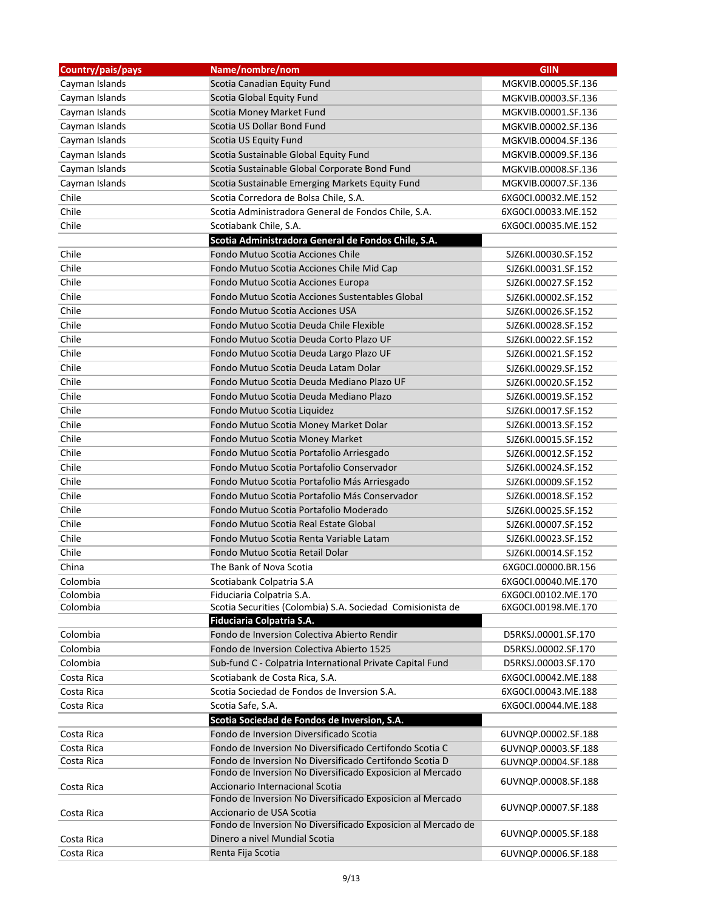| Country/pais/pays | Name/nombre/nom | GIIN |
|---|---|---|
| Cayman Islands | Scotia Canadian Equity Fund | MGKVIB.00005.SF.136 |
| Cayman Islands | Scotia Global Equity Fund | MGKVIB.00003.SF.136 |
| Cayman Islands | Scotia Money Market Fund | MGKVIB.00001.SF.136 |
| Cayman Islands | Scotia US Dollar Bond Fund | MGKVIB.00002.SF.136 |
| Cayman Islands | Scotia US Equity Fund | MGKVIB.00004.SF.136 |
| Cayman Islands | Scotia Sustainable Global Equity Fund | MGKVIB.00009.SF.136 |
| Cayman Islands | Scotia Sustainable Global Corporate Bond Fund | MGKVIB.00008.SF.136 |
| Cayman Islands | Scotia Sustainable Emerging Markets Equity Fund | MGKVIB.00007.SF.136 |
| Chile | Scotia Corredora de Bolsa Chile, S.A. | 6XG0CI.00032.ME.152 |
| Chile | Scotia Administradora General de Fondos Chile, S.A. | 6XG0CI.00033.ME.152 |
| Chile | Scotiabank Chile, S.A. | 6XG0CI.00035.ME.152 |
| | **Scotia Administradora General de Fondos Chile, S.A.** | |
| Chile | Fondo Mutuo Scotia Acciones Chile | SJZ6KI.00030.SF.152 |
| Chile | Fondo Mutuo Scotia Acciones Chile Mid Cap | SJZ6KI.00031.SF.152 |
| Chile | Fondo Mutuo Scotia Acciones Europa | SJZ6KI.00027.SF.152 |
| Chile | Fondo Mutuo Scotia Acciones Sustentables Global | SJZ6KI.00002.SF.152 |
| Chile | Fondo Mutuo Scotia Acciones USA | SJZ6KI.00026.SF.152 |
| Chile | Fondo Mutuo Scotia Deuda Chile Flexible | SJZ6KI.00028.SF.152 |
| Chile | Fondo Mutuo Scotia Deuda Corto Plazo UF | SJZ6KI.00022.SF.152 |
| Chile | Fondo Mutuo Scotia Deuda Largo Plazo UF | SJZ6KI.00021.SF.152 |
| Chile | Fondo Mutuo Scotia Deuda Latam Dolar | SJZ6KI.00029.SF.152 |
| Chile | Fondo Mutuo Scotia Deuda Mediano Plazo UF | SJZ6KI.00020.SF.152 |
| Chile | Fondo Mutuo Scotia Deuda Mediano Plazo | SJZ6KI.00019.SF.152 |
| Chile | Fondo Mutuo Scotia Liquidez | SJZ6KI.00017.SF.152 |
| Chile | Fondo Mutuo Scotia Money Market Dolar | SJZ6KI.00013.SF.152 |
| Chile | Fondo Mutuo Scotia Money Market | SJZ6KI.00015.SF.152 |
| Chile | Fondo Mutuo Scotia Portafolio Arriesgado | SJZ6KI.00012.SF.152 |
| Chile | Fondo Mutuo Scotia Portafolio Conservador | SJZ6KI.00024.SF.152 |
| Chile | Fondo Mutuo Scotia Portafolio Más Arriesgado | SJZ6KI.00009.SF.152 |
| Chile | Fondo Mutuo Scotia Portafolio Más Conservador | SJZ6KI.00018.SF.152 |
| Chile | Fondo Mutuo Scotia Portafolio Moderado | SJZ6KI.00025.SF.152 |
| Chile | Fondo Mutuo Scotia Real Estate Global | SJZ6KI.00007.SF.152 |
| Chile | Fondo Mutuo Scotia Renta Variable Latam | SJZ6KI.00023.SF.152 |
| Chile | Fondo Mutuo Scotia Retail Dolar | SJZ6KI.00014.SF.152 |
| China | The Bank of Nova Scotia | 6XG0CI.00000.BR.156 |
| Colombia | Scotiabank Colpatria S.A | 6XG0CI.00040.ME.170 |
| Colombia | Fiduciaria Colpatria S.A. | 6XG0CI.00102.ME.170 |
| Colombia | Scotia Securities (Colombia) S.A. Sociedad Comisionista de | 6XG0CI.00198.ME.170 |
| | **Fiduciaria Colpatria S.A.** | |
| Colombia | Fondo de Inversion Colectiva Abierto Rendir | D5RKSJ.00001.SF.170 |
| Colombia | Fondo de Inversion Colectiva Abierto 1525 | D5RKSJ.00002.SF.170 |
| Colombia | Sub-fund C - Colpatria International Private Capital Fund | D5RKSJ.00003.SF.170 |
| Costa Rica | Scotiabank de Costa Rica, S.A. | 6XG0CI.00042.ME.188 |
| Costa Rica | Scotia Sociedad de Fondos de Inversion S.A. | 6XG0CI.00043.ME.188 |
| Costa Rica | Scotia Safe, S.A. | 6XG0CI.00044.ME.188 |
| | **Scotia Sociedad de Fondos de Inversion, S.A.** | |
| Costa Rica | Fondo de Inversion Diversificado Scotia | 6UVNQP.00002.SF.188 |
| Costa Rica | Fondo de Inversion No Diversificado Certifondo Scotia C | 6UVNQP.00003.SF.188 |
| Costa Rica | Fondo de Inversion No Diversificado Certifondo Scotia D | 6UVNQP.00004.SF.188 |
| Costa Rica | Fondo de Inversion No Diversificado Exposicion al Mercado Accionario Internacional Scotia | 6UVNQP.00008.SF.188 |
| Costa Rica | Fondo de Inversion No Diversificado Exposicion al Mercado Accionario de USA Scotia | 6UVNQP.00007.SF.188 |
| Costa Rica | Fondo de Inversion No Diversificado Exposicion al Mercado de Dinero a nivel Mundial Scotia | 6UVNQP.00005.SF.188 |
| Costa Rica | Renta Fija Scotia | 6UVNQP.00006.SF.188 |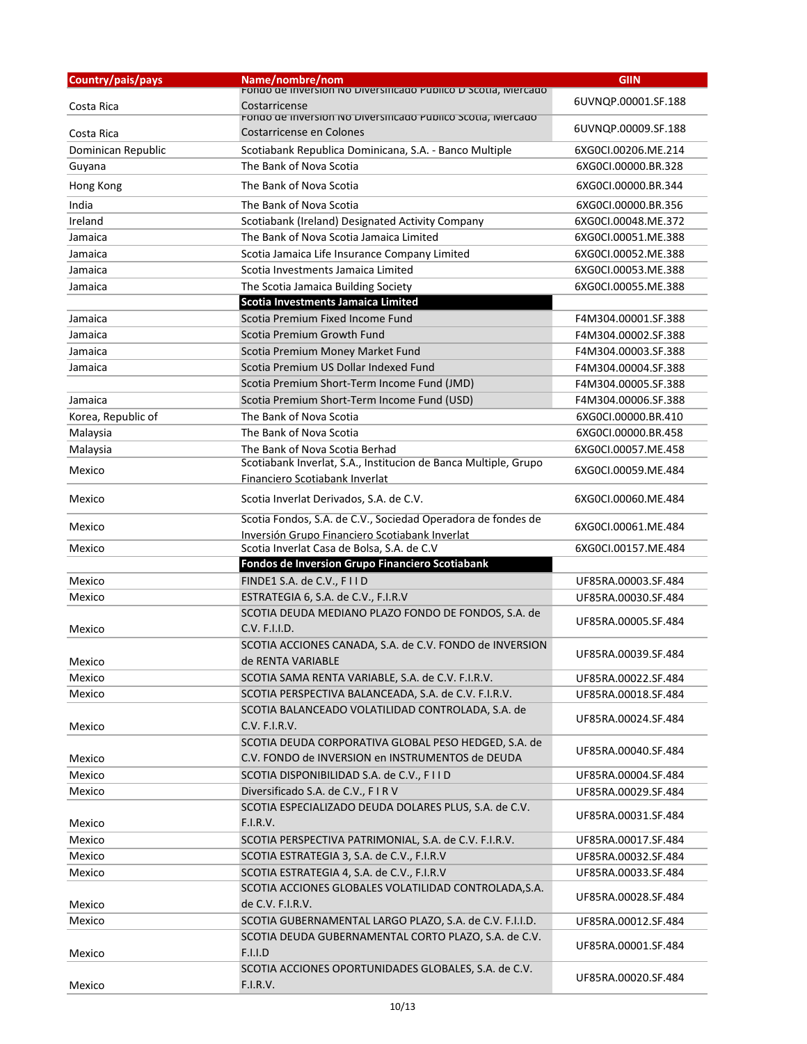| Country/pais/pays | Name/nombre/nom | GIIN |
|---|---|---|
| Costa Rica | Fondo de Inversion No Diversificado Publico D Scotia, Mercado Costarricense | 6UVNQP.00001.SF.188 |
| Costa Rica | Fondo de Inversion No Diversificado Publico Scotia, Mercado Costarricense en Colones | 6UVNQP.00009.SF.188 |
| Dominican Republic | Scotiabank Republica Dominicana, S.A. - Banco Multiple | 6XG0CI.00206.ME.214 |
| Guyana | The Bank of Nova Scotia | 6XG0CI.00000.BR.328 |
| Hong Kong | The Bank of Nova Scotia | 6XG0CI.00000.BR.344 |
| India | The Bank of Nova Scotia | 6XG0CI.00000.BR.356 |
| Ireland | Scotiabank (Ireland) Designated Activity Company | 6XG0CI.00048.ME.372 |
| Jamaica | The Bank of Nova Scotia Jamaica Limited | 6XG0CI.00051.ME.388 |
| Jamaica | Scotia Jamaica Life Insurance Company Limited | 6XG0CI.00052.ME.388 |
| Jamaica | Scotia Investments Jamaica Limited | 6XG0CI.00053.ME.388 |
| Jamaica | The Scotia Jamaica Building Society | 6XG0CI.00055.ME.388 |
| | **Scotia Investments Jamaica Limited** | |
| Jamaica | Scotia Premium Fixed Income Fund | F4M304.00001.SF.388 |
| Jamaica | Scotia Premium Growth Fund | F4M304.00002.SF.388 |
| Jamaica | Scotia Premium Money Market Fund | F4M304.00003.SF.388 |
| Jamaica | Scotia Premium US Dollar Indexed Fund | F4M304.00004.SF.388 |
| | Scotia Premium Short-Term Income Fund (JMD) | F4M304.00005.SF.388 |
| Jamaica | Scotia Premium Short-Term Income Fund (USD) | F4M304.00006.SF.388 |
| Korea, Republic of | The Bank of Nova Scotia | 6XG0CI.00000.BR.410 |
| Malaysia | The Bank of Nova Scotia | 6XG0CI.00000.BR.458 |
| Malaysia | The Bank of Nova Scotia Berhad | 6XG0CI.00057.ME.458 |
| Mexico | Scotiabank Inverlat, S.A., Institucion de Banca Multiple, Grupo Financiero Scotiabank Inverlat | 6XG0CI.00059.ME.484 |
| Mexico | Scotia Inverlat Derivados, S.A. de C.V. | 6XG0CI.00060.ME.484 |
| Mexico | Scotia Fondos, S.A. de C.V., Sociedad Operadora de fondes de Inversión Grupo Financiero Scotiabank Inverlat | 6XG0CI.00061.ME.484 |
| Mexico | Scotia Inverlat Casa de Bolsa, S.A. de C.V | 6XG0CI.00157.ME.484 |
| | **Fondos de Inversion Grupo Financiero Scotiabank** | |
| Mexico | FINDE1 S.A. de C.V., F I I D | UF85RA.00003.SF.484 |
| Mexico | ESTRATEGIA 6, S.A. de C.V., F.I.R.V | UF85RA.00030.SF.484 |
| Mexico | SCOTIA DEUDA MEDIANO PLAZO FONDO DE FONDOS, S.A. de C.V. F.I.I.D. | UF85RA.00005.SF.484 |
| Mexico | SCOTIA ACCIONES CANADA, S.A. de C.V. FONDO de INVERSION de RENTA VARIABLE | UF85RA.00039.SF.484 |
| Mexico | SCOTIA SAMA RENTA VARIABLE, S.A. de C.V. F.I.R.V. | UF85RA.00022.SF.484 |
| Mexico | SCOTIA PERSPECTIVA BALANCEADA, S.A. de C.V. F.I.R.V. | UF85RA.00018.SF.484 |
| Mexico | SCOTIA BALANCEADO VOLATILIDAD CONTROLADA, S.A. de C.V. F.I.R.V. | UF85RA.00024.SF.484 |
| Mexico | SCOTIA DEUDA CORPORATIVA GLOBAL PESO HEDGED, S.A. de C.V. FONDO de INVERSION en INSTRUMENTOS de DEUDA | UF85RA.00040.SF.484 |
| Mexico | SCOTIA DISPONIBILIDAD S.A. de C.V., F I I D | UF85RA.00004.SF.484 |
| Mexico | Diversificado S.A. de C.V., F I R V | UF85RA.00029.SF.484 |
| Mexico | SCOTIA ESPECIALIZADO DEUDA DOLARES PLUS, S.A. de C.V. F.I.R.V. | UF85RA.00031.SF.484 |
| Mexico | SCOTIA PERSPECTIVA PATRIMONIAL, S.A. de C.V. F.I.R.V. | UF85RA.00017.SF.484 |
| Mexico | SCOTIA ESTRATEGIA 3, S.A. de C.V., F.I.R.V | UF85RA.00032.SF.484 |
| Mexico | SCOTIA ESTRATEGIA 4, S.A. de C.V., F.I.R.V | UF85RA.00033.SF.484 |
| Mexico | SCOTIA ACCIONES GLOBALES VOLATILIDAD CONTROLADA,S.A. de C.V. F.I.R.V. | UF85RA.00028.SF.484 |
| Mexico | SCOTIA GUBERNAMENTAL LARGO PLAZO, S.A. de C.V. F.I.I.D. | UF85RA.00012.SF.484 |
| Mexico | SCOTIA DEUDA GUBERNAMENTAL CORTO PLAZO, S.A. de C.V. F.I.I.D | UF85RA.00001.SF.484 |
| Mexico | SCOTIA ACCIONES OPORTUNIDADES GLOBALES, S.A. de C.V. F.I.R.V. | UF85RA.00020.SF.484 |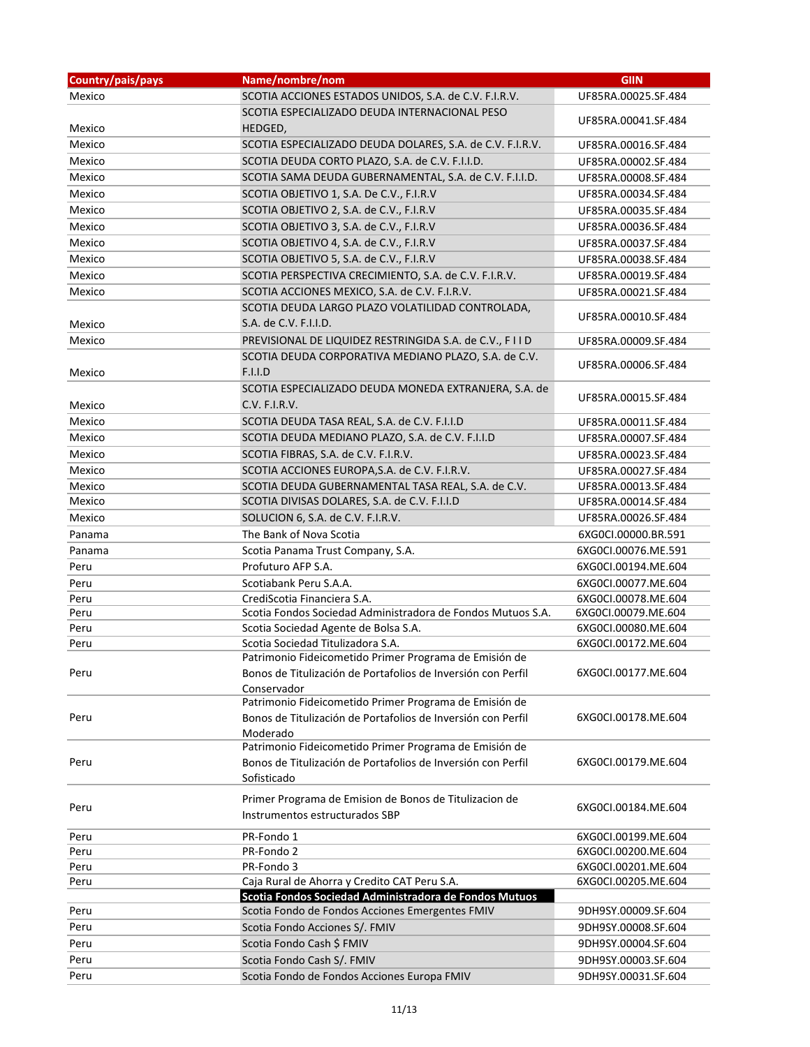| Country/pais/pays | Name/nombre/nom | GIIN |
|---|---|---|
| Mexico | SCOTIA ACCIONES ESTADOS UNIDOS, S.A. de C.V. F.I.R.V. | UF85RA.00025.SF.484 |
| Mexico | SCOTIA ESPECIALIZADO DEUDA INTERNACIONAL PESO HEDGED, | UF85RA.00041.SF.484 |
| Mexico | SCOTIA ESPECIALIZADO DEUDA DOLARES, S.A. de C.V. F.I.R.V. | UF85RA.00016.SF.484 |
| Mexico | SCOTIA DEUDA CORTO PLAZO, S.A. de C.V. F.I.I.D. | UF85RA.00002.SF.484 |
| Mexico | SCOTIA SAMA DEUDA GUBERNAMENTAL, S.A. de C.V. F.I.I.D. | UF85RA.00008.SF.484 |
| Mexico | SCOTIA OBJETIVO 1, S.A. De C.V., F.I.R.V | UF85RA.00034.SF.484 |
| Mexico | SCOTIA OBJETIVO 2, S.A. de C.V., F.I.R.V | UF85RA.00035.SF.484 |
| Mexico | SCOTIA OBJETIVO 3, S.A. de C.V., F.I.R.V | UF85RA.00036.SF.484 |
| Mexico | SCOTIA OBJETIVO 4, S.A. de C.V., F.I.R.V | UF85RA.00037.SF.484 |
| Mexico | SCOTIA OBJETIVO 5, S.A. de C.V., F.I.R.V | UF85RA.00038.SF.484 |
| Mexico | SCOTIA PERSPECTIVA CRECIMIENTO, S.A. de C.V. F.I.R.V. | UF85RA.00019.SF.484 |
| Mexico | SCOTIA ACCIONES MEXICO, S.A. de C.V. F.I.R.V. | UF85RA.00021.SF.484 |
| Mexico | SCOTIA DEUDA LARGO PLAZO VOLATILIDAD CONTROLADA, S.A. de C.V. F.I.I.D. | UF85RA.00010.SF.484 |
| Mexico | PREVISIONAL DE LIQUIDEZ RESTRINGIDA S.A. de C.V., F I I D | UF85RA.00009.SF.484 |
| Mexico | SCOTIA DEUDA CORPORATIVA MEDIANO PLAZO, S.A. de C.V. F.I.I.D | UF85RA.00006.SF.484 |
| Mexico | SCOTIA ESPECIALIZADO DEUDA MONEDA EXTRANJERA, S.A. de C.V. F.I.R.V. | UF85RA.00015.SF.484 |
| Mexico | SCOTIA DEUDA TASA REAL, S.A. de C.V. F.I.I.D | UF85RA.00011.SF.484 |
| Mexico | SCOTIA DEUDA MEDIANO PLAZO, S.A. de C.V. F.I.I.D | UF85RA.00007.SF.484 |
| Mexico | SCOTIA FIBRAS, S.A. de C.V. F.I.R.V. | UF85RA.00023.SF.484 |
| Mexico | SCOTIA ACCIONES EUROPA,S.A. de C.V. F.I.R.V. | UF85RA.00027.SF.484 |
| Mexico | SCOTIA DEUDA GUBERNAMENTAL TASA REAL, S.A. de C.V. | UF85RA.00013.SF.484 |
| Mexico | SCOTIA DIVISAS DOLARES, S.A. de C.V. F.I.I.D | UF85RA.00014.SF.484 |
| Mexico | SOLUCION 6, S.A. de C.V. F.I.R.V. | UF85RA.00026.SF.484 |
| Panama | The Bank of Nova Scotia | 6XG0CI.00000.BR.591 |
| Panama | Scotia Panama Trust Company, S.A. | 6XG0CI.00076.ME.591 |
| Peru | Profuturo AFP S.A. | 6XG0CI.00194.ME.604 |
| Peru | Scotiabank Peru S.A.A. | 6XG0CI.00077.ME.604 |
| Peru | CrediScotia Financiera S.A. | 6XG0CI.00078.ME.604 |
| Peru | Scotia Fondos Sociedad Administradora de Fondos Mutuos S.A. | 6XG0CI.00079.ME.604 |
| Peru | Scotia Sociedad Agente de Bolsa S.A. | 6XG0CI.00080.ME.604 |
| Peru | Scotia Sociedad Titulizadora S.A. | 6XG0CI.00172.ME.604 |
| Peru | Patrimonio Fideicometido Primer Programa de Emisión de Bonos de Titulización de Portafolios de Inversión con Perfil Conservador | 6XG0CI.00177.ME.604 |
| Peru | Patrimonio Fideicometido Primer Programa de Emisión de Bonos de Titulización de Portafolios de Inversión con Perfil Moderado | 6XG0CI.00178.ME.604 |
| Peru | Patrimonio Fideicometido Primer Programa de Emisión de Bonos de Titulización de Portafolios de Inversión con Perfil Sofisticado | 6XG0CI.00179.ME.604 |
| Peru | Primer Programa de Emision de Bonos de Titulizacion de Instrumentos estructurados SBP | 6XG0CI.00184.ME.604 |
| Peru | PR-Fondo 1 | 6XG0CI.00199.ME.604 |
| Peru | PR-Fondo 2 | 6XG0CI.00200.ME.604 |
| Peru | PR-Fondo 3 | 6XG0CI.00201.ME.604 |
| Peru | Caja Rural de Ahorra y Credito CAT Peru S.A. | 6XG0CI.00205.ME.604 |
| | **Scotia Fondos Sociedad Administradora de Fondos Mutuos** | |
| Peru | Scotia Fondo de Fondos Acciones Emergentes FMIV | 9DH9SY.00009.SF.604 |
| Peru | Scotia Fondo Acciones S/. FMIV | 9DH9SY.00008.SF.604 |
| Peru | Scotia Fondo Cash $ FMIV | 9DH9SY.00004.SF.604 |
| Peru | Scotia Fondo Cash S/. FMIV | 9DH9SY.00003.SF.604 |
| Peru | Scotia Fondo de Fondos Acciones Europa FMIV | 9DH9SY.00031.SF.604 |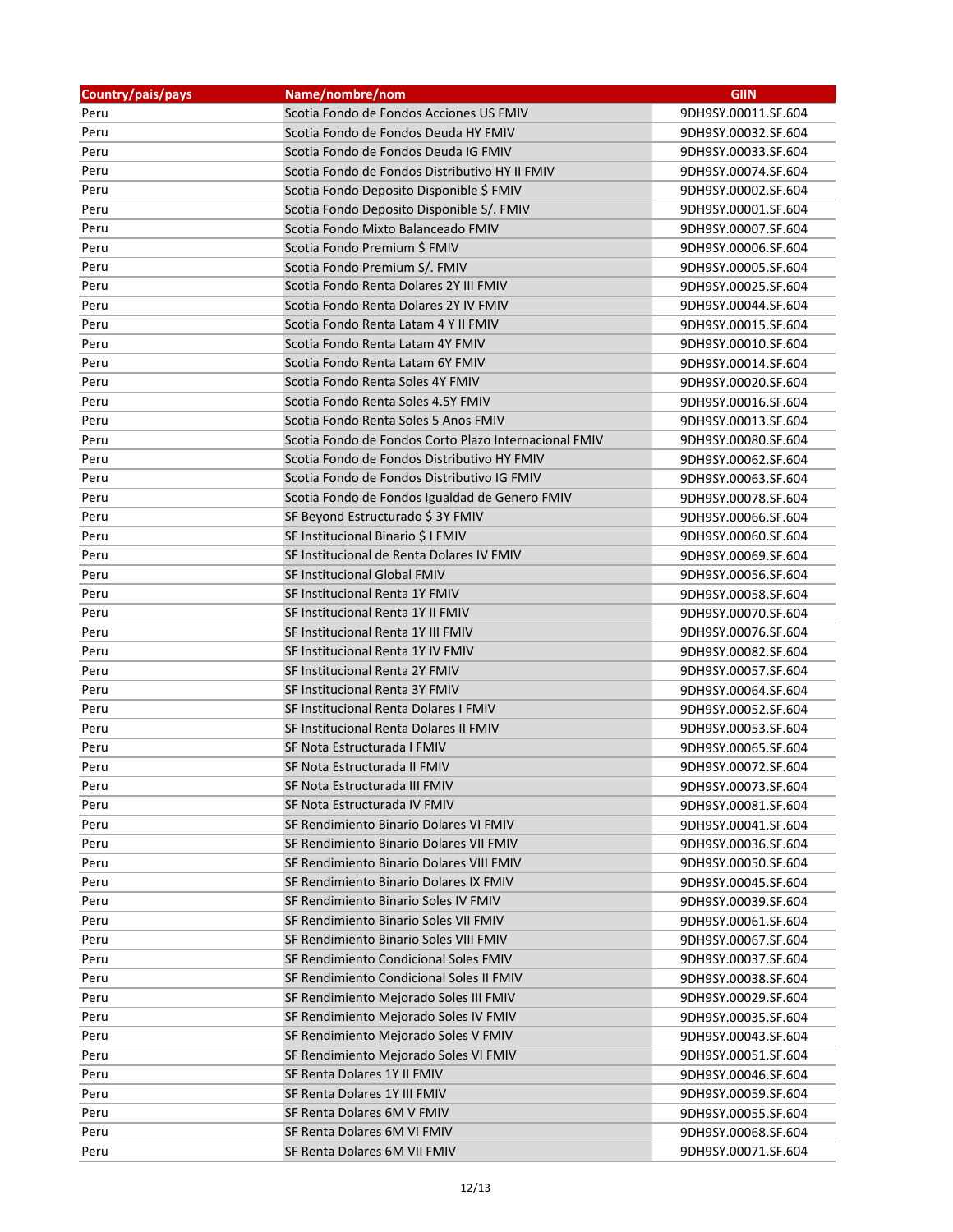| Country/pais/pays | Name/nombre/nom | GIIN |
|---|---|---|
| Peru | Scotia Fondo de Fondos Acciones US FMIV | 9DH9SY.00011.SF.604 |
| Peru | Scotia Fondo de Fondos Deuda HY FMIV | 9DH9SY.00032.SF.604 |
| Peru | Scotia Fondo de Fondos Deuda IG FMIV | 9DH9SY.00033.SF.604 |
| Peru | Scotia Fondo de Fondos Distributivo HY II FMIV | 9DH9SY.00074.SF.604 |
| Peru | Scotia Fondo Deposito Disponible $ FMIV | 9DH9SY.00002.SF.604 |
| Peru | Scotia Fondo Deposito Disponible S/. FMIV | 9DH9SY.00001.SF.604 |
| Peru | Scotia Fondo Mixto Balanceado FMIV | 9DH9SY.00007.SF.604 |
| Peru | Scotia Fondo Premium $ FMIV | 9DH9SY.00006.SF.604 |
| Peru | Scotia Fondo Premium S/. FMIV | 9DH9SY.00005.SF.604 |
| Peru | Scotia Fondo Renta Dolares 2Y III FMIV | 9DH9SY.00025.SF.604 |
| Peru | Scotia Fondo Renta Dolares 2Y IV FMIV | 9DH9SY.00044.SF.604 |
| Peru | Scotia Fondo Renta Latam 4 Y II FMIV | 9DH9SY.00015.SF.604 |
| Peru | Scotia Fondo Renta Latam 4Y FMIV | 9DH9SY.00010.SF.604 |
| Peru | Scotia Fondo Renta Latam 6Y FMIV | 9DH9SY.00014.SF.604 |
| Peru | Scotia Fondo Renta Soles 4Y FMIV | 9DH9SY.00020.SF.604 |
| Peru | Scotia Fondo Renta Soles 4.5Y FMIV | 9DH9SY.00016.SF.604 |
| Peru | Scotia Fondo Renta Soles 5 Anos FMIV | 9DH9SY.00013.SF.604 |
| Peru | Scotia Fondo de Fondos Corto Plazo Internacional FMIV | 9DH9SY.00080.SF.604 |
| Peru | Scotia Fondo de Fondos Distributivo HY FMIV | 9DH9SY.00062.SF.604 |
| Peru | Scotia Fondo de Fondos Distributivo IG FMIV | 9DH9SY.00063.SF.604 |
| Peru | Scotia Fondo de Fondos Igualdad de Genero FMIV | 9DH9SY.00078.SF.604 |
| Peru | SF Beyond Estructurado $ 3Y FMIV | 9DH9SY.00066.SF.604 |
| Peru | SF Institucional Binario $ I FMIV | 9DH9SY.00060.SF.604 |
| Peru | SF Institucional de Renta Dolares IV FMIV | 9DH9SY.00069.SF.604 |
| Peru | SF Institucional Global FMIV | 9DH9SY.00056.SF.604 |
| Peru | SF Institucional Renta 1Y FMIV | 9DH9SY.00058.SF.604 |
| Peru | SF Institucional Renta 1Y II FMIV | 9DH9SY.00070.SF.604 |
| Peru | SF Institucional Renta 1Y III FMIV | 9DH9SY.00076.SF.604 |
| Peru | SF Institucional Renta 1Y IV FMIV | 9DH9SY.00082.SF.604 |
| Peru | SF Institucional Renta 2Y FMIV | 9DH9SY.00057.SF.604 |
| Peru | SF Institucional Renta 3Y FMIV | 9DH9SY.00064.SF.604 |
| Peru | SF Institucional Renta Dolares I FMIV | 9DH9SY.00052.SF.604 |
| Peru | SF Institucional Renta Dolares II FMIV | 9DH9SY.00053.SF.604 |
| Peru | SF Nota Estructurada I FMIV | 9DH9SY.00065.SF.604 |
| Peru | SF Nota Estructurada II FMIV | 9DH9SY.00072.SF.604 |
| Peru | SF Nota Estructurada III FMIV | 9DH9SY.00073.SF.604 |
| Peru | SF Nota Estructurada IV FMIV | 9DH9SY.00081.SF.604 |
| Peru | SF Rendimiento Binario Dolares VI FMIV | 9DH9SY.00041.SF.604 |
| Peru | SF Rendimiento Binario Dolares VII FMIV | 9DH9SY.00036.SF.604 |
| Peru | SF Rendimiento Binario Dolares VIII FMIV | 9DH9SY.00050.SF.604 |
| Peru | SF Rendimiento Binario Dolares IX FMIV | 9DH9SY.00045.SF.604 |
| Peru | SF Rendimiento Binario Soles IV FMIV | 9DH9SY.00039.SF.604 |
| Peru | SF Rendimiento Binario Soles VII FMIV | 9DH9SY.00061.SF.604 |
| Peru | SF Rendimiento Binario Soles VIII FMIV | 9DH9SY.00067.SF.604 |
| Peru | SF Rendimiento Condicional Soles FMIV | 9DH9SY.00037.SF.604 |
| Peru | SF Rendimiento Condicional Soles II FMIV | 9DH9SY.00038.SF.604 |
| Peru | SF Rendimiento Mejorado Soles III FMIV | 9DH9SY.00029.SF.604 |
| Peru | SF Rendimiento Mejorado Soles IV FMIV | 9DH9SY.00035.SF.604 |
| Peru | SF Rendimiento Mejorado Soles V FMIV | 9DH9SY.00043.SF.604 |
| Peru | SF Rendimiento Mejorado Soles VI FMIV | 9DH9SY.00051.SF.604 |
| Peru | SF Renta Dolares 1Y II FMIV | 9DH9SY.00046.SF.604 |
| Peru | SF Renta Dolares 1Y III FMIV | 9DH9SY.00059.SF.604 |
| Peru | SF Renta Dolares 6M V FMIV | 9DH9SY.00055.SF.604 |
| Peru | SF Renta Dolares 6M VI FMIV | 9DH9SY.00068.SF.604 |
| Peru | SF Renta Dolares 6M VII FMIV | 9DH9SY.00071.SF.604 |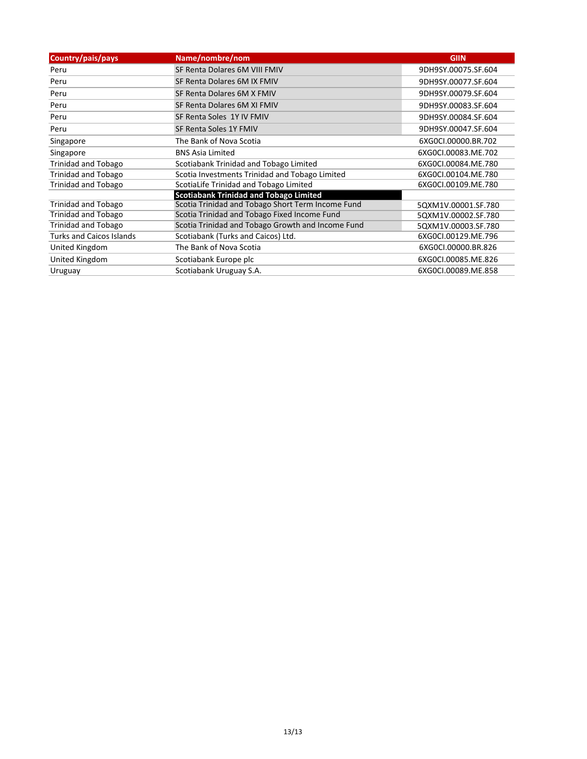| Country/pais/pays | Name/nombre/nom | GIIN |
| --- | --- | --- |
| Peru | SF Renta Dolares 6M VIII FMIV | 9DH9SY.00075.SF.604 |
| Peru | SF Renta Dolares 6M IX FMIV | 9DH9SY.00077.SF.604 |
| Peru | SF Renta Dolares 6M X FMIV | 9DH9SY.00079.SF.604 |
| Peru | SF Renta Dolares 6M XI FMIV | 9DH9SY.00083.SF.604 |
| Peru | SF Renta Soles 1Y IV FMIV | 9DH9SY.00084.SF.604 |
| Peru | SF Renta Soles 1Y FMIV | 9DH9SY.00047.SF.604 |
| Singapore | The Bank of Nova Scotia | 6XG0CI.00000.BR.702 |
| Singapore | BNS Asia Limited | 6XG0CI.00083.ME.702 |
| Trinidad and Tobago | Scotiabank Trinidad and Tobago Limited | 6XG0CI.00084.ME.780 |
| Trinidad and Tobago | Scotia Investments Trinidad and Tobago Limited | 6XG0CI.00104.ME.780 |
| Trinidad and Tobago | ScotiaLife Trinidad and Tobago Limited | 6XG0CI.00109.ME.780 |
| | **Scotiabank Trinidad and Tobago Limited** | |
| Trinidad and Tobago | Scotia Trinidad and Tobago Short Term Income Fund | 5QXM1V.00001.SF.780 |
| Trinidad and Tobago | Scotia Trinidad and Tobago Fixed Income Fund | 5QXM1V.00002.SF.780 |
| Trinidad and Tobago | Scotia Trinidad and Tobago Growth and Income Fund | 5QXM1V.00003.SF.780 |
| Turks and Caicos Islands | Scotiabank (Turks and Caicos) Ltd. | 6XG0CI.00129.ME.796 |
| United Kingdom | The Bank of Nova Scotia | 6XG0CI.00000.BR.826 |
| United Kingdom | Scotiabank Europe plc | 6XG0CI.00085.ME.826 |
| Uruguay | Scotiabank Uruguay S.A. | 6XG0CI.00089.ME.858 |